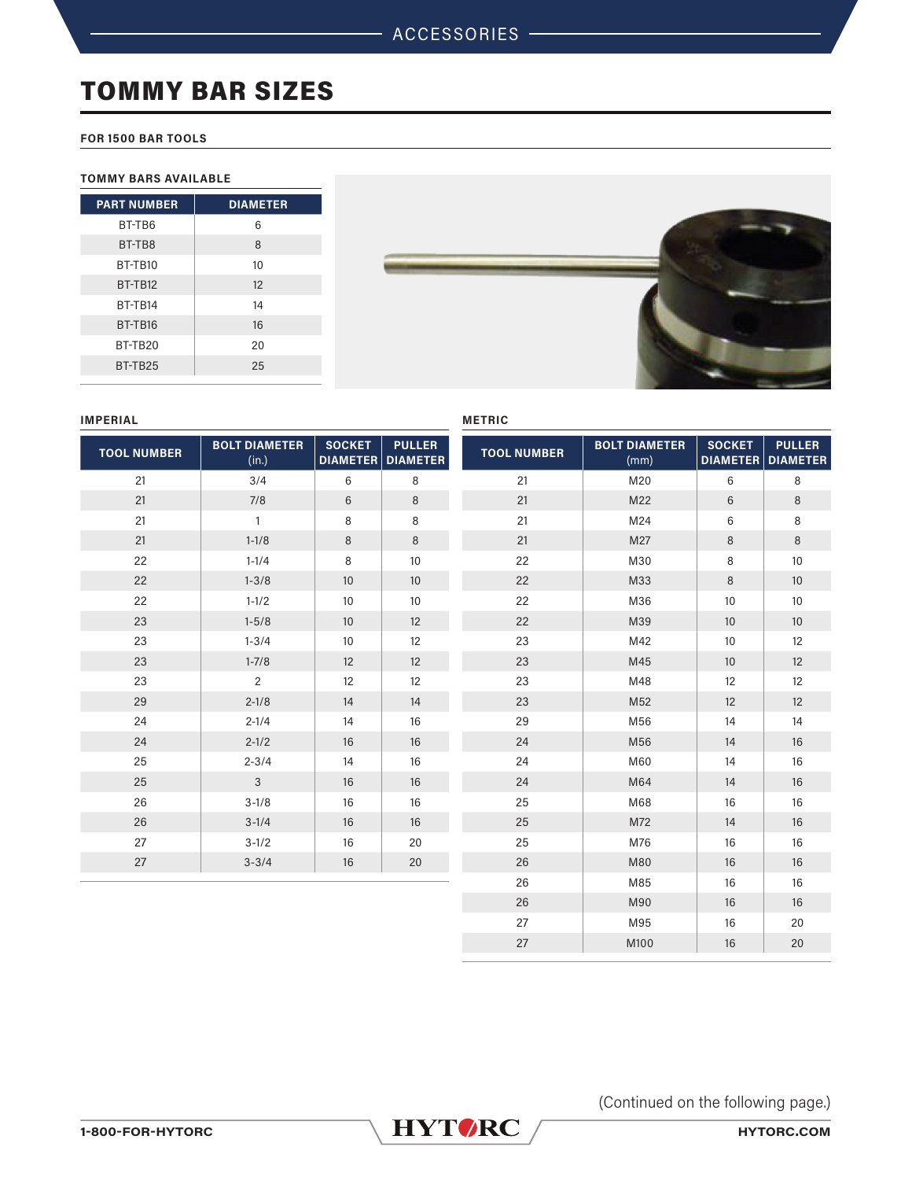# TOMMY BAR SIZES

**FOR 1500 BAR TOOLS**

**TOMMY BARS AVAILABLE**

| PART NUMBER | DIAMETER |
|---|---|
| BT-TB6 | 6 |
| BT-TB8 | 8 |
| BT-TB10 | 10 |
| BT-TB12 | 12 |
| BT-TB14 | 14 |
| BT-TB16 | 16 |
| BT-TB20 | 20 |
| BT-TB25 | 25 |

**IMPERIAL**

| TOOL NUMBER | BOLT DIAMETER (in.) | SOCKET DIAMETER | PULLER DIAMETER |
|---|---|---|---|
| 21 | 3/4 | 6 | 8 |
| 21 | 7/8 | 6 | 8 |
| 21 | 1 | 8 | 8 |
| 21 | 1-1/8 | 8 | 8 |
| 22 | 1-1/4 | 8 | 10 |
| 22 | 1-3/8 | 10 | 10 |
| 22 | 1-1/2 | 10 | 10 |
| 23 | 1-5/8 | 10 | 12 |
| 23 | 1-3/4 | 10 | 12 |
| 23 | 1-7/8 | 12 | 12 |
| 23 | 2 | 12 | 12 |
| 29 | 2-1/8 | 14 | 14 |
| 24 | 2-1/4 | 14 | 16 |
| 24 | 2-1/2 | 16 | 16 |
| 25 | 2-3/4 | 14 | 16 |
| 25 | 3 | 16 | 16 |
| 26 | 3-1/8 | 16 | 16 |
| 26 | 3-1/4 | 16 | 16 |
| 27 | 3-1/2 | 16 | 20 |
| 27 | 3-3/4 | 16 | 20 |

**METRIC**

| TOOL NUMBER | BOLT DIAMETER (mm) | SOCKET DIAMETER | PULLER DIAMETER |
|---|---|---|---|
| 21 | M20 | 6 | 8 |
| 21 | M22 | 6 | 8 |
| 21 | M24 | 6 | 8 |
| 21 | M27 | 8 | 8 |
| 22 | M30 | 8 | 10 |
| 22 | M33 | 8 | 10 |
| 22 | M36 | 10 | 10 |
| 22 | M39 | 10 | 10 |
| 23 | M42 | 10 | 12 |
| 23 | M45 | 10 | 12 |
| 23 | M48 | 12 | 12 |
| 23 | M52 | 12 | 12 |
| 29 | M56 | 14 | 14 |
| 24 | M56 | 14 | 16 |
| 24 | M60 | 14 | 16 |
| 24 | M64 | 14 | 16 |
| 25 | M68 | 16 | 16 |
| 25 | M72 | 14 | 16 |
| 25 | M76 | 16 | 16 |
| 26 | M80 | 16 | 16 |
| 26 | M85 | 16 | 16 |
| 26 | M90 | 16 | 16 |
| 27 | M95 | 16 | 20 |
| 27 | M100 | 16 | 20 |

(Continued on the following page.)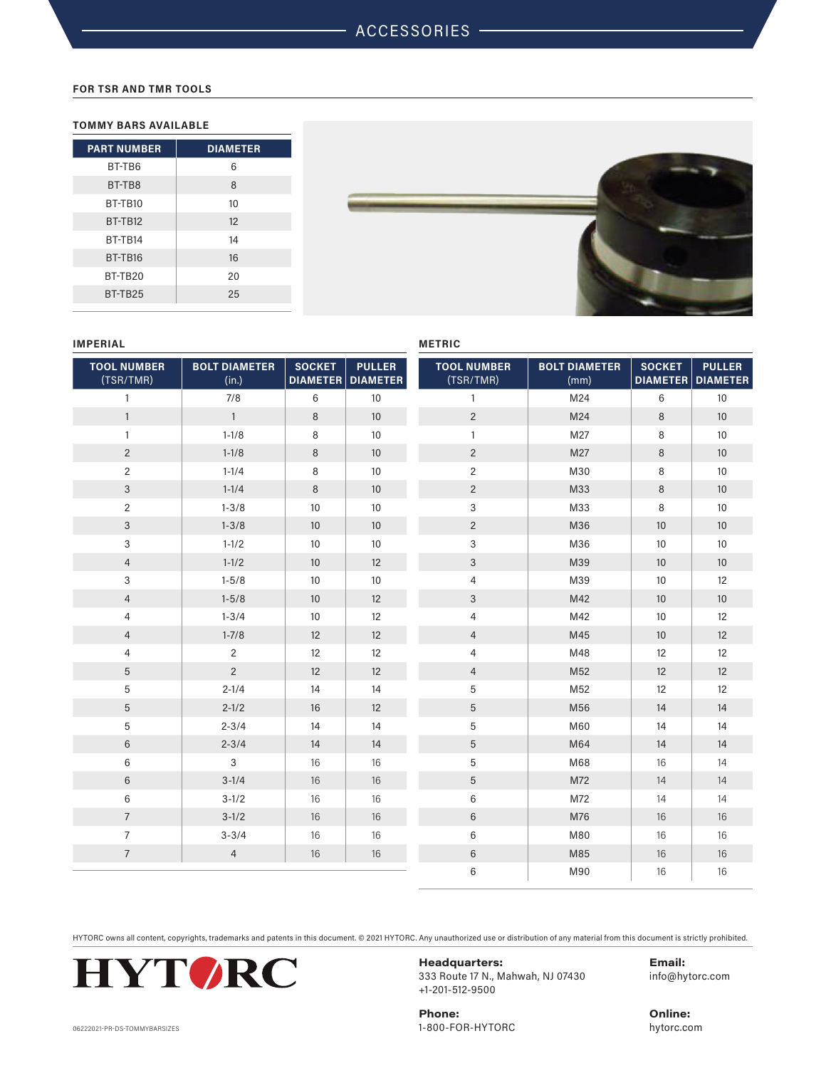# ACCESSORIES

## FOR TSR AND TMR TOOLS

### TOMMY BARS AVAILABLE

| PART NUMBER | DIAMETER |
|---|---|
| BT-TB6 | 6 |
| BT-TB8 | 8 |
| BT-TB10 | 10 |
| BT-TB12 | 12 |
| BT-TB14 | 14 |
| BT-TB16 | 16 |
| BT-TB20 | 20 |
| BT-TB25 | 25 |

### IMPERIAL

| TOOL NUMBER (TSR/TMR) | BOLT DIAMETER (in.) | SOCKET DIAMETER | PULLER DIAMETER |
|---|---|---|---|
| 1 | 7/8 | 6 | 10 |
| 1 | 1 | 8 | 10 |
| 1 | 1-1/8 | 8 | 10 |
| 2 | 1-1/8 | 8 | 10 |
| 2 | 1-1/4 | 8 | 10 |
| 3 | 1-1/4 | 8 | 10 |
| 2 | 1-3/8 | 10 | 10 |
| 3 | 1-3/8 | 10 | 10 |
| 3 | 1-1/2 | 10 | 10 |
| 4 | 1-1/2 | 10 | 12 |
| 3 | 1-5/8 | 10 | 10 |
| 4 | 1-5/8 | 10 | 12 |
| 4 | 1-3/4 | 10 | 12 |
| 4 | 1-7/8 | 12 | 12 |
| 4 | 2 | 12 | 12 |
| 5 | 2 | 12 | 12 |
| 5 | 2-1/4 | 14 | 14 |
| 5 | 2-1/2 | 16 | 12 |
| 5 | 2-3/4 | 14 | 14 |
| 6 | 2-3/4 | 14 | 14 |
| 6 | 3 | 16 | 16 |
| 6 | 3-1/4 | 16 | 16 |
| 6 | 3-1/2 | 16 | 16 |
| 7 | 3-1/2 | 16 | 16 |
| 7 | 3-3/4 | 16 | 16 |
| 7 | 4 | 16 | 16 |

### METRIC

| TOOL NUMBER (TSR/TMR) | BOLT DIAMETER (mm) | SOCKET DIAMETER | PULLER DIAMETER |
|---|---|---|---|
| 1 | M24 | 6 | 10 |
| 2 | M24 | 8 | 10 |
| 1 | M27 | 8 | 10 |
| 2 | M27 | 8 | 10 |
| 2 | M30 | 8 | 10 |
| 2 | M33 | 8 | 10 |
| 3 | M33 | 8 | 10 |
| 2 | M36 | 10 | 10 |
| 3 | M36 | 10 | 10 |
| 3 | M39 | 10 | 10 |
| 4 | M39 | 10 | 12 |
| 3 | M42 | 10 | 10 |
| 4 | M42 | 10 | 12 |
| 4 | M45 | 10 | 12 |
| 4 | M48 | 12 | 12 |
| 4 | M52 | 12 | 12 |
| 5 | M52 | 12 | 12 |
| 5 | M56 | 14 | 14 |
| 5 | M60 | 14 | 14 |
| 5 | M64 | 14 | 14 |
| 5 | M68 | 16 | 14 |
| 5 | M72 | 14 | 14 |
| 6 | M72 | 14 | 14 |
| 6 | M76 | 16 | 16 |
| 6 | M80 | 16 | 16 |
| 6 | M85 | 16 | 16 |
| 6 | M90 | 16 | 16 |

HYTORC owns all content, copyrights, trademarks and patents in this document. © 2021 HYTORC. Any unauthorized use or distribution of any material from this document is strictly prohibited.

HYTORC

**Headquarters:**
333 Route 17 N., Mahwah, NJ 07430
+1-201-512-9500

**Email:**
info@hytorc.com

**Phone:**
1-800-FOR-HYTORC

**Online:**
hytorc.com

06222021-PR-DS-TOMMYBARSIZES